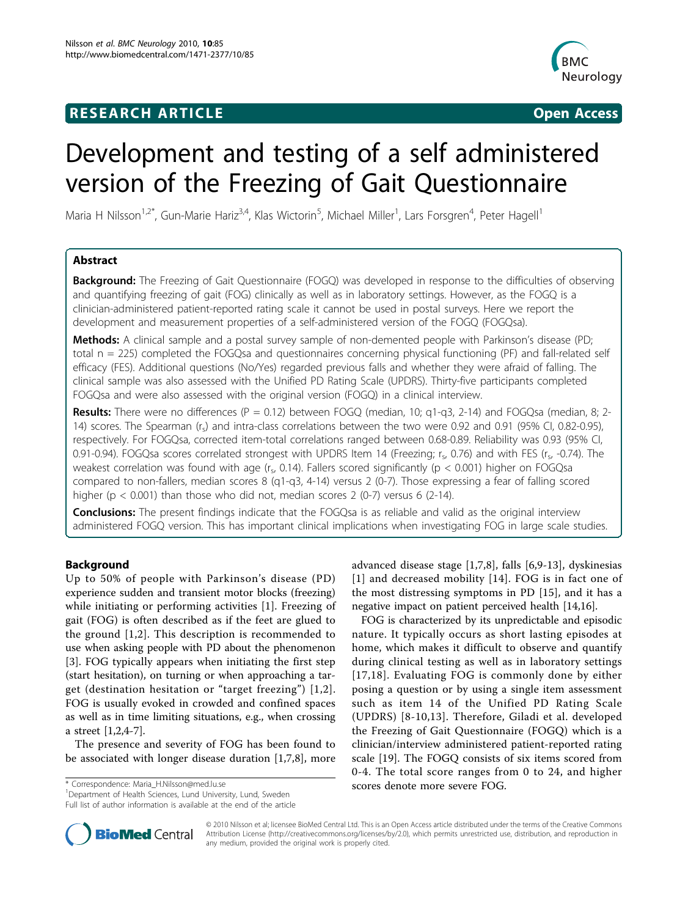RESEARCH ARTICLE Open Access

# Development and testing of a self administered version of the Freezing of Gait Questionnaire

Maria H Nilsson[1,2*], Gun-Marie Hariz[3,4], Klas Wictorin[5], Michael Miller[1], Lars Forsgren[4], Peter Hagell[1]

## Abstract

**Background:** The Freezing of Gait Questionnaire (FOGQ) was developed in response to the difficulties of observing and quantifying freezing of gait (FOG) clinically as well as in laboratory settings. However, as the FOGQ is a clinician-administered patient-reported rating scale it cannot be used in postal surveys. Here we report the development and measurement properties of a self-administered version of the FOGQ (FOGQsa).

**Methods:** A clinical sample and a postal survey sample of non-demented people with Parkinson's disease (PD; total n = 225) completed the FOGQsa and questionnaires concerning physical functioning (PF) and fall-related self efficacy (FES). Additional questions (No/Yes) regarded previous falls and whether they were afraid of falling. The clinical sample was also assessed with the Unified PD Rating Scale (UPDRS). Thirty-five participants completed FOGQsa and were also assessed with the original version (FOGQ) in a clinical interview.

**Results:** There were no differences (P = 0.12) between FOGQ (median, 10; q1-q3, 2-14) and FOGQsa (median, 8; 2-14) scores. The Spearman ($r_s$) and intra-class correlations between the two were 0.92 and 0.91 (95% CI, 0.82-0.95), respectively. For FOGQsa, corrected item-total correlations ranged between 0.68-0.89. Reliability was 0.93 (95% CI, 0.91-0.94). FOGQsa scores correlated strongest with UPDRS Item 14 (Freezing; $r_s$, 0.76) and with FES ($r_s$, -0.74). The weakest correlation was found with age ($r_s$, 0.14). Fallers scored significantly (p < 0.001) higher on FOGQsa compared to non-fallers, median scores 8 (q1-q3, 4-14) versus 2 (0-7). Those expressing a fear of falling scored higher (p < 0.001) than those who did not, median scores 2 (0-7) versus 6 (2-14).

**Conclusions:** The present findings indicate that the FOGQsa is as reliable and valid as the original interview administered FOGQ version. This has important clinical implications when investigating FOG in large scale studies.

## Background

Up to 50% of people with Parkinson's disease (PD) experience sudden and transient motor blocks (freezing) while initiating or performing activities [1]. Freezing of gait (FOG) is often described as if the feet are glued to the ground [1,2]. This description is recommended to use when asking people with PD about the phenomenon [3]. FOG typically appears when initiating the first step (start hesitation), on turning or when approaching a target (destination hesitation or "target freezing") [1,2]. FOG is usually evoked in crowded and confined spaces as well as in time limiting situations, e.g., when crossing a street [1,2,4-7].

The presence and severity of FOG has been found to be associated with longer disease duration [1,7,8], more advanced disease stage [1,7,8], falls [6,9-13], dyskinesias [1] and decreased mobility [14]. FOG is in fact one of the most distressing symptoms in PD [15], and it has a negative impact on patient perceived health [14,16].

FOG is characterized by its unpredictable and episodic nature. It typically occurs as short lasting episodes at home, which makes it difficult to observe and quantify during clinical testing as well as in laboratory settings [17,18]. Evaluating FOG is commonly done by either posing a question or by using a single item assessment such as item 14 of the Unified PD Rating Scale (UPDRS) [8-10,13]. Therefore, Giladi et al. developed the Freezing of Gait Questionnaire (FOGQ) which is a clinician/interview administered patient-reported rating scale [19]. The FOGQ consists of six items scored from 0-4. The total score ranges from 0 to 24, and higher scores denote more severe FOG.

\* Correspondence: Maria_H.Nilsson@med.lu.se
[1]Department of Health Sciences, Lund University, Lund, Sweden
Full list of author information is available at the end of the article

© 2010 Nilsson et al; licensee BioMed Central Ltd. This is an Open Access article distributed under the terms of the Creative Commons Attribution License (http://creativecommons.org/licenses/by/2.0), which permits unrestricted use, distribution, and reproduction in any medium, provided the original work is properly cited.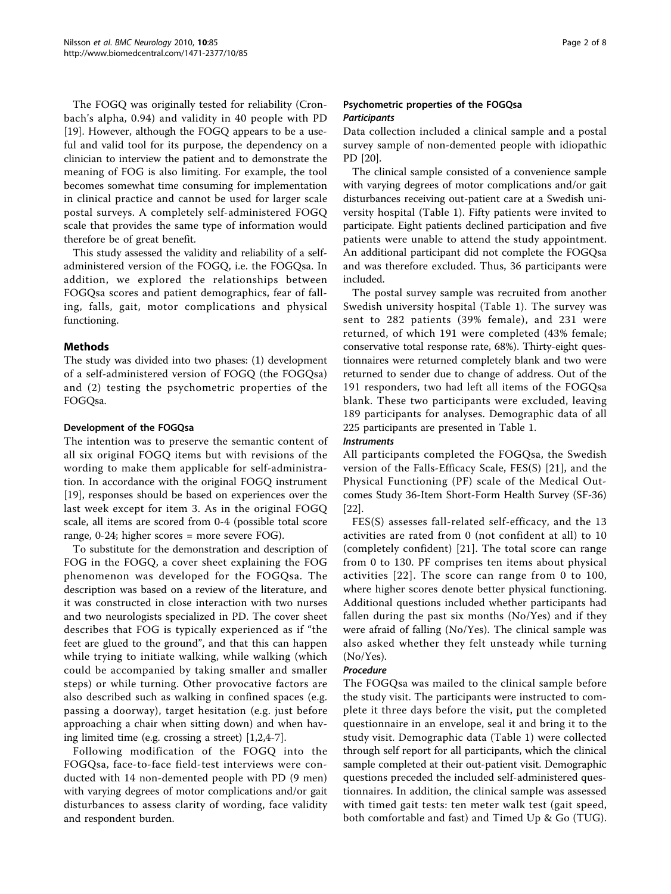The FOGQ was originally tested for reliability (Cronbach's alpha, 0.94) and validity in 40 people with PD [19]. However, although the FOGQ appears to be a useful and valid tool for its purpose, the dependency on a clinician to interview the patient and to demonstrate the meaning of FOG is also limiting. For example, the tool becomes somewhat time consuming for implementation in clinical practice and cannot be used for larger scale postal surveys. A completely self-administered FOGQ scale that provides the same type of information would therefore be of great benefit.

This study assessed the validity and reliability of a self-administered version of the FOGQ, i.e. the FOGQsa. In addition, we explored the relationships between FOGQsa scores and patient demographics, fear of falling, falls, gait, motor complications and physical functioning.

## Methods

The study was divided into two phases: (1) development of a self-administered version of FOGQ (the FOGQsa) and (2) testing the psychometric properties of the FOGQsa.

### Development of the FOGQsa

The intention was to preserve the semantic content of all six original FOGQ items but with revisions of the wording to make them applicable for self-administration. In accordance with the original FOGQ instrument [19], responses should be based on experiences over the last week except for item 3. As in the original FOGQ scale, all items are scored from 0-4 (possible total score range, 0-24; higher scores = more severe FOG).

To substitute for the demonstration and description of FOG in the FOGQ, a cover sheet explaining the FOG phenomenon was developed for the FOGQsa. The description was based on a review of the literature, and it was constructed in close interaction with two nurses and two neurologists specialized in PD. The cover sheet describes that FOG is typically experienced as if "the feet are glued to the ground", and that this can happen while trying to initiate walking, while walking (which could be accompanied by taking smaller and smaller steps) or while turning. Other provocative factors are also described such as walking in confined spaces (e.g. passing a doorway), target hesitation (e.g. just before approaching a chair when sitting down) and when having limited time (e.g. crossing a street) [1,2,4-7].

Following modification of the FOGQ into the FOGQsa, face-to-face field-test interviews were conducted with 14 non-demented people with PD (9 men) with varying degrees of motor complications and/or gait disturbances to assess clarity of wording, face validity and respondent burden.

### Psychometric properties of the FOGQsa

#### *Participants*

Data collection included a clinical sample and a postal survey sample of non-demented people with idiopathic PD [20].

The clinical sample consisted of a convenience sample with varying degrees of motor complications and/or gait disturbances receiving out-patient care at a Swedish university hospital (Table 1). Fifty patients were invited to participate. Eight patients declined participation and five patients were unable to attend the study appointment. An additional participant did not complete the FOGQsa and was therefore excluded. Thus, 36 participants were included.

The postal survey sample was recruited from another Swedish university hospital (Table 1). The survey was sent to 282 patients (39% female), and 231 were returned, of which 191 were completed (43% female; conservative total response rate, 68%). Thirty-eight questionnaires were returned completely blank and two were returned to sender due to change of address. Out of the 191 responders, two had left all items of the FOGQsa blank. These two participants were excluded, leaving 189 participants for analyses. Demographic data of all 225 participants are presented in Table 1.

#### *Instruments*

All participants completed the FOGQsa, the Swedish version of the Falls-Efficacy Scale, FES(S) [21], and the Physical Functioning (PF) scale of the Medical Outcomes Study 36-Item Short-Form Health Survey (SF-36) [22].

FES(S) assesses fall-related self-efficacy, and the 13 activities are rated from 0 (not confident at all) to 10 (completely confident) [21]. The total score can range from 0 to 130. PF comprises ten items about physical activities [22]. The score can range from 0 to 100, where higher scores denote better physical functioning. Additional questions included whether participants had fallen during the past six months (No/Yes) and if they were afraid of falling (No/Yes). The clinical sample was also asked whether they felt unsteady while turning (No/Yes).

#### *Procedure*

The FOGQsa was mailed to the clinical sample before the study visit. The participants were instructed to complete it three days before the visit, put the completed questionnaire in an envelope, seal it and bring it to the study visit. Demographic data (Table 1) were collected through self report for all participants, which the clinical sample completed at their out-patient visit. Demographic questions preceded the included self-administered questionnaires. In addition, the clinical sample was assessed with timed gait tests: ten meter walk test (gait speed, both comfortable and fast) and Timed Up & Go (TUG).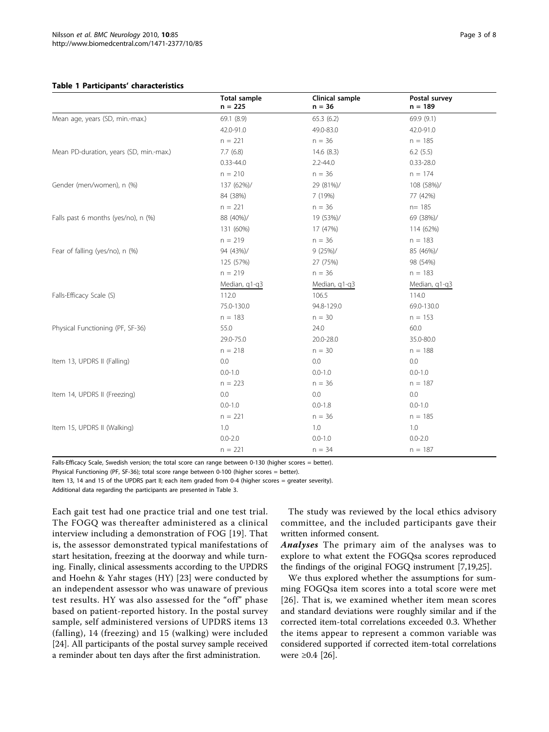**Table 1 Participants' characteristics**

| | Total sample n = 225 | Clinical sample n = 36 | Postal survey n = 189 |
|---|---|---|---|
| Mean age, years (SD, min.-max.) | 69.1 (8.9) | 65.3 (6.2) | 69.9 (9.1) |
| | 42.0-91.0 | 49.0-83.0 | 42.0-91.0 |
| | n = 221 | n = 36 | n = 185 |
| Mean PD-duration, years (SD, min.-max.) | 7.7 (6.8) | 14.6 (8.3) | 6.2 (5.5) |
| | 0.33-44.0 | 2.2-44.0 | 0.33-28.0 |
| | n = 210 | n = 36 | n = 174 |
| Gender (men/women), n (%) | 137 (62%)/ | 29 (81%)/ | 108 (58%)/ |
| | 84 (38%) | 7 (19%) | 77 (42%) |
| | n = 221 | n = 36 | n= 185 |
| Falls past 6 months (yes/no), n (%) | 88 (40%)/ | 19 (53%)/ | 69 (38%)/ |
| | 131 (60%) | 17 (47%) | 114 (62%) |
| | n = 219 | n = 36 | n = 183 |
| Fear of falling (yes/no), n (%) | 94 (43%)/ | 9 (25%)/ | 85 (46%)/ |
| | 125 (57%) | 27 (75%) | 98 (54%) |
| | n = 219 | n = 36 | n = 183 |
| | Median, q1-q3 | Median, q1-q3 | Median, q1-q3 |
| Falls-Efficacy Scale (S) | 112.0 | 106.5 | 114.0 |
| | 75.0-130.0 | 94.8-129.0 | 69.0-130.0 |
| | n = 183 | n = 30 | n = 153 |
| Physical Functioning (PF, SF-36) | 55.0 | 24.0 | 60.0 |
| | 29.0-75.0 | 20.0-28.0 | 35.0-80.0 |
| | n = 218 | n = 30 | n = 188 |
| Item 13, UPDRS II (Falling) | 0.0 | 0.0 | 0.0 |
| | 0.0-1.0 | 0.0-1.0 | 0.0-1.0 |
| | n = 223 | n = 36 | n = 187 |
| Item 14, UPDRS II (Freezing) | 0.0 | 0.0 | 0.0 |
| | 0.0-1.0 | 0.0-1.8 | 0.0-1.0 |
| | n = 221 | n = 36 | n = 185 |
| Item 15, UPDRS II (Walking) | 1.0 | 1.0 | 1.0 |
| | 0.0-2.0 | 0.0-1.0 | 0.0-2.0 |
| | n = 221 | n = 34 | n = 187 |

Falls-Efficacy Scale, Swedish version; the total score can range between 0-130 (higher scores = better).

Physical Functioning (PF, SF-36); total score range between 0-100 (higher scores = better).

Item 13, 14 and 15 of the UPDRS part II; each item graded from 0-4 (higher scores = greater severity).

Additional data regarding the participants are presented in Table 3.

Each gait test had one practice trial and one test trial. The FOGQ was thereafter administered as a clinical interview including a demonstration of FOG [19]. That is, the assessor demonstrated typical manifestations of start hesitation, freezing at the doorway and while turning. Finally, clinical assessments according to the UPDRS and Hoehn & Yahr stages (HY) [23] were conducted by an independent assessor who was unaware of previous test results. HY was also assessed for the "off" phase based on patient-reported history. In the postal survey sample, self administered versions of UPDRS items 13 (falling), 14 (freezing) and 15 (walking) were included [24]. All participants of the postal survey sample received a reminder about ten days after the first administration.

The study was reviewed by the local ethics advisory committee, and the included participants gave their written informed consent.

***Analyses*** The primary aim of the analyses was to explore to what extent the FOGQsa scores reproduced the findings of the original FOGQ instrument [7,19,25].

We thus explored whether the assumptions for summing FOGQsa item scores into a total score were met [26]. That is, we examined whether item mean scores and standard deviations were roughly similar and if the corrected item-total correlations exceeded 0.3. Whether the items appear to represent a common variable was considered supported if corrected item-total correlations were ≥0.4 [26].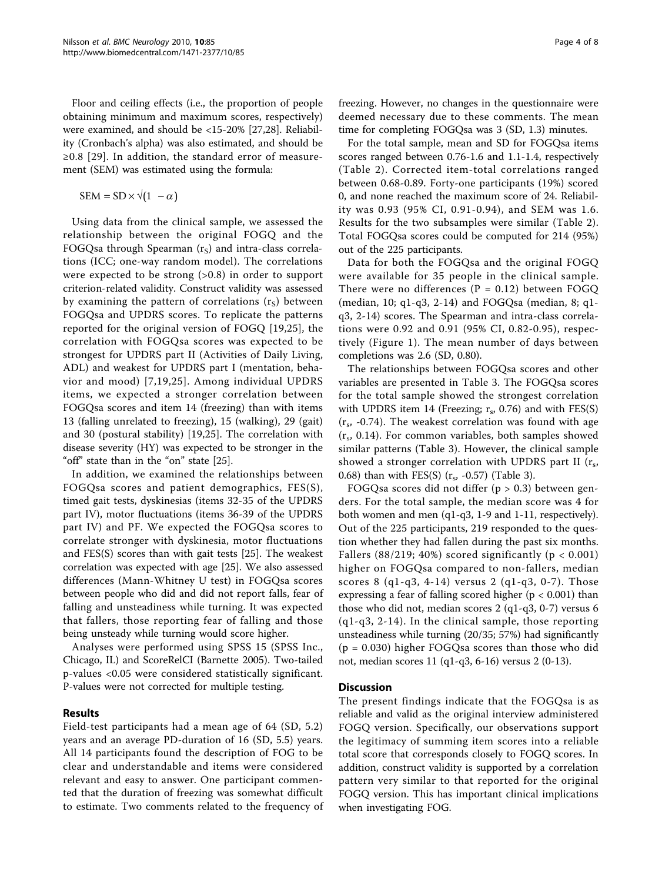Floor and ceiling effects (i.e., the proportion of people obtaining minimum and maximum scores, respectively) were examined, and should be <15-20% [27,28]. Reliability (Cronbach's alpha) was also estimated, and should be ≥0.8 [29]. In addition, the standard error of measurement (SEM) was estimated using the formula:

$$\text{SEM} = \text{SD} \times \sqrt{(1 - \alpha)}$$

Using data from the clinical sample, we assessed the relationship between the original FOGQ and the FOGQsa through Spearman ($r_S$) and intra-class correlations (ICC; one-way random model). The correlations were expected to be strong (>0.8) in order to support criterion-related validity. Construct validity was assessed by examining the pattern of correlations ($r_S$) between FOGQsa and UPDRS scores. To replicate the patterns reported for the original version of FOGQ [19,25], the correlation with FOGQsa scores was expected to be strongest for UPDRS part II (Activities of Daily Living, ADL) and weakest for UPDRS part I (mentation, behavior and mood) [7,19,25]. Among individual UPDRS items, we expected a stronger correlation between FOGQsa scores and item 14 (freezing) than with items 13 (falling unrelated to freezing), 15 (walking), 29 (gait) and 30 (postural stability) [19,25]. The correlation with disease severity (HY) was expected to be stronger in the "off" state than in the "on" state [25].

In addition, we examined the relationships between FOGQsa scores and patient demographics, FES(S), timed gait tests, dyskinesias (items 32-35 of the UPDRS part IV), motor fluctuations (items 36-39 of the UPDRS part IV) and PF. We expected the FOGQsa scores to correlate stronger with dyskinesia, motor fluctuations and FES(S) scores than with gait tests [25]. The weakest correlation was expected with age [25]. We also assessed differences (Mann-Whitney U test) in FOGQsa scores between people who did and did not report falls, fear of falling and unsteadiness while turning. It was expected that fallers, those reporting fear of falling and those being unsteady while turning would score higher.

Analyses were performed using SPSS 15 (SPSS Inc., Chicago, IL) and ScoreRelCI (Barnette 2005). Two-tailed p-values <0.05 were considered statistically significant. P-values were not corrected for multiple testing.

## Results

Field-test participants had a mean age of 64 (SD, 5.2) years and an average PD-duration of 16 (SD, 5.5) years. All 14 participants found the description of FOG to be clear and understandable and items were considered relevant and easy to answer. One participant commented that the duration of freezing was somewhat difficult to estimate. Two comments related to the frequency of freezing. However, no changes in the questionnaire were deemed necessary due to these comments. The mean time for completing FOGQsa was 3 (SD, 1.3) minutes.

For the total sample, mean and SD for FOGQsa items scores ranged between 0.76-1.6 and 1.1-1.4, respectively (Table 2). Corrected item-total correlations ranged between 0.68-0.89. Forty-one participants (19%) scored 0, and none reached the maximum score of 24. Reliability was 0.93 (95% CI, 0.91-0.94), and SEM was 1.6. Results for the two subsamples were similar (Table 2). Total FOGQsa scores could be computed for 214 (95%) out of the 225 participants.

Data for both the FOGQsa and the original FOGQ were available for 35 people in the clinical sample. There were no differences (P = 0.12) between FOGQ (median, 10; q1-q3, 2-14) and FOGQsa (median, 8; q1-q3, 2-14) scores. The Spearman and intra-class correlations were 0.92 and 0.91 (95% CI, 0.82-0.95), respectively (Figure 1). The mean number of days between completions was 2.6 (SD, 0.80).

The relationships between FOGQsa scores and other variables are presented in Table 3. The FOGQsa scores for the total sample showed the strongest correlation with UPDRS item 14 (Freezing; $r_s$, 0.76) and with FES(S) ($r_s$, -0.74). The weakest correlation was found with age ($r_s$, 0.14). For common variables, both samples showed similar patterns (Table 3). However, the clinical sample showed a stronger correlation with UPDRS part II ($r_s$, 0.68) than with FES(S) ($r_s$, -0.57) (Table 3).

FOGQsa scores did not differ ($p > 0.3$) between genders. For the total sample, the median score was 4 for both women and men (q1-q3, 1-9 and 1-11, respectively). Out of the 225 participants, 219 responded to the question whether they had fallen during the past six months. Fallers (88/219; 40%) scored significantly ($p < 0.001$) higher on FOGQsa compared to non-fallers, median scores 8 (q1-q3, 4-14) versus 2 (q1-q3, 0-7). Those expressing a fear of falling scored higher ($p < 0.001$) than those who did not, median scores 2 (q1-q3, 0-7) versus 6 (q1-q3, 2-14). In the clinical sample, those reporting unsteadiness while turning (20/35; 57%) had significantly ($p = 0.030$) higher FOGQsa scores than those who did not, median scores 11 (q1-q3, 6-16) versus 2 (0-13).

## Discussion

The present findings indicate that the FOGQsa is as reliable and valid as the original interview administered FOGQ version. Specifically, our observations support the legitimacy of summing item scores into a reliable total score that corresponds closely to FOGQ scores. In addition, construct validity is supported by a correlation pattern very similar to that reported for the original FOGQ version. This has important clinical implications when investigating FOG.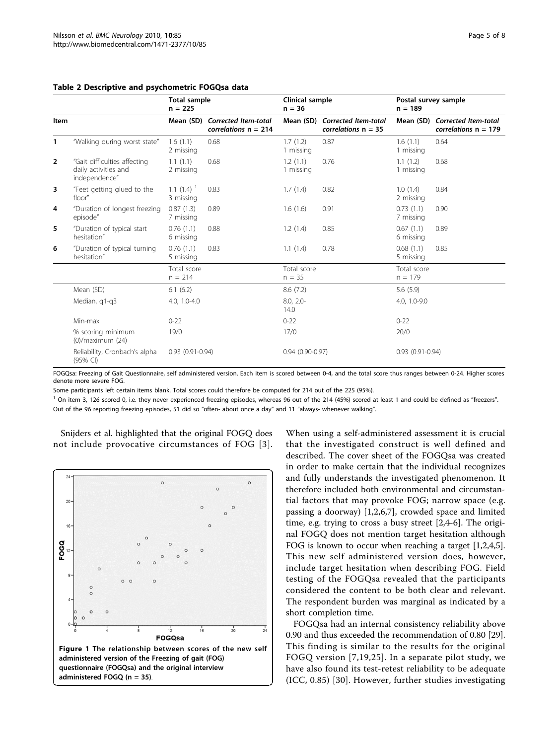**Table 2 Descriptive and psychometric FOGQsa data**

| Item | | Total sample n = 225 | | Clinical sample n = 36 | | Postal survey sample n = 189 | |
|---|---|---|---|---|---|---|---|
| | | Mean (SD) | *Corrected Item-total correlations n = 214* | Mean (SD) | *Corrected Item-total correlations n = 35* | Mean (SD) | *Corrected Item-total correlations n = 179* |
| 1 | "Walking during worst state" | 1.6 (1.1) 2 missing | 0.68 | 1.7 (1.2) 1 missing | 0.87 | 1.6 (1.1) 1 missing | 0.64 |
| 2 | "Gait difficulties affecting daily activities and independence" | 1.1 (1.1) 2 missing | 0.68 | 1.2 (1.1) 1 missing | 0.76 | 1.1 (1.2) 1 missing | 0.68 |
| 3 | "Feet getting glued to the floor" | 1.1 (1.4) [1] 3 missing | 0.83 | 1.7 (1.4) | 0.82 | 1.0 (1.4) 2 missing | 0.84 |
| 4 | "Duration of longest freezing episode" | 0.87 (1.3) 7 missing | 0.89 | 1.6 (1.6) | 0.91 | 0.73 (1.1) 7 missing | 0.90 |
| 5 | "Duration of typical start hesitation" | 0.76 (1.1) 6 missing | 0.88 | 1.2 (1.4) | 0.85 | 0.67 (1.1) 6 missing | 0.89 |
| 6 | "Duration of typical turning hesitation" | 0.76 (1.1) 5 missing | 0.83 | 1.1 (1.4) | 0.78 | 0.68 (1.1) 5 missing | 0.85 |
| | | Total score n = 214 | | Total score n = 35 | | Total score n = 179 | |
| | Mean (SD) | 6.1 (6.2) | | 8.6 (7.2) | | 5.6 (5.9) | |
| | Median, q1-q3 | 4.0, 1.0-4.0 | | 8.0, 2.0-14.0 | | 4.0, 1.0-9.0 | |
| | Min-max | 0-22 | | 0-22 | | 0-22 | |
| | % scoring minimum (0)/maximum (24) | 19/0 | | 17/0 | | 20/0 | |
| | Reliability, Cronbach's alpha (95% CI) | 0.93 (0.91-0.94) | | 0.94 (0.90-0.97) | | 0.93 (0.91-0.94) | |

FOGQsa: Freezing of Gait Questionnaire, self administered version. Each item is scored between 0-4, and the total score thus ranges between 0-24. Higher scores denote more severe FOG.

Some participants left certain items blank. Total scores could therefore be computed for 214 out of the 225 (95%).

[1] On item 3, 126 scored 0, i.e. they never experienced freezing episodes, whereas 96 out of the 214 (45%) scored at least 1 and could be defined as "freezers". Out of the 96 reporting freezing episodes, 51 did so "often- about once a day" and 11 "always- whenever walking".

Snijders et al. highlighted that the original FOGQ does not include provocative circumstances of FOG [3]. When using a self-administered assessment it is crucial that the investigated construct is well defined and described. The cover sheet of the FOGQsa was created in order to make certain that the individual recognizes and fully understands the investigated phenomenon. It therefore included both environmental and circumstantial factors that may provoke FOG; narrow space (e.g. passing a doorway) [1,2,6,7], crowded space and limited time, e.g. trying to cross a busy street [2,4-6]. The original FOGQ does not mention target hesitation although FOG is known to occur when reaching a target [1,2,4,5]. This new self administered version does, however, include target hesitation when describing FOG. Field testing of the FOGQsa revealed that the participants considered the content to be both clear and relevant. The respondent burden was marginal as indicated by a short completion time.

**Figure 1 The relationship between scores of the new self administered version of the Freezing of gait (FOG) questionnaire (FOGQsa) and the original interview administered FOGQ (n = 35)**.

FOGQsa had an internal consistency reliability above 0.90 and thus exceeded the recommendation of 0.80 [29]. This finding is similar to the results for the original FOGQ version [7,19,25]. In a separate pilot study, we have also found its test-retest reliability to be adequate (ICC, 0.85) [30]. However, further studies investigating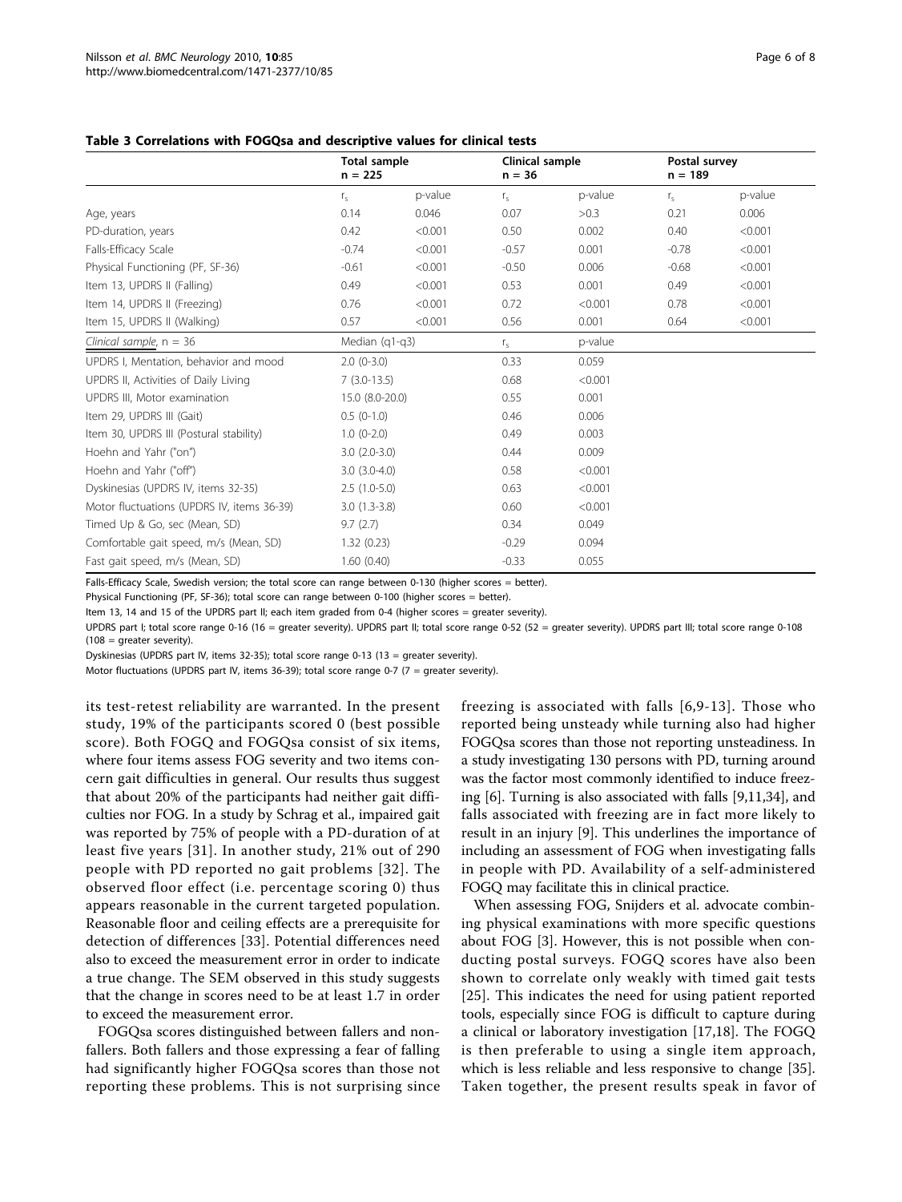**Table 3 Correlations with FOGQsa and descriptive values for clinical tests**

| | Total sample n = 225 | | Clinical sample n = 36 | | Postal survey n = 189 | |
|---|---|---|---|---|---|---|
| | $r_s$ | p-value | $r_s$ | p-value | $r_s$ | p-value |
| Age, years | 0.14 | 0.046 | 0.07 | >0.3 | 0.21 | 0.006 |
| PD-duration, years | 0.42 | <0.001 | 0.50 | 0.002 | 0.40 | <0.001 |
| Falls-Efficacy Scale | -0.74 | <0.001 | -0.57 | 0.001 | -0.78 | <0.001 |
| Physical Functioning (PF, SF-36) | -0.61 | <0.001 | -0.50 | 0.006 | -0.68 | <0.001 |
| Item 13, UPDRS II (Falling) | 0.49 | <0.001 | 0.53 | 0.001 | 0.49 | <0.001 |
| Item 14, UPDRS II (Freezing) | 0.76 | <0.001 | 0.72 | <0.001 | 0.78 | <0.001 |
| Item 15, UPDRS II (Walking) | 0.57 | <0.001 | 0.56 | 0.001 | 0.64 | <0.001 |
| *Clinical sample*, n = 36 | Median (q1-q3) | | $r_s$ | p-value | | |
| UPDRS I, Mentation, behavior and mood | 2.0 (0-3.0) | | 0.33 | 0.059 | | |
| UPDRS II, Activities of Daily Living | 7 (3.0-13.5) | | 0.68 | <0.001 | | |
| UPDRS III, Motor examination | 15.0 (8.0-20.0) | | 0.55 | 0.001 | | |
| Item 29, UPDRS III (Gait) | 0.5 (0-1.0) | | 0.46 | 0.006 | | |
| Item 30, UPDRS III (Postural stability) | 1.0 (0-2.0) | | 0.49 | 0.003 | | |
| Hoehn and Yahr ("on") | 3.0 (2.0-3.0) | | 0.44 | 0.009 | | |
| Hoehn and Yahr ("off") | 3.0 (3.0-4.0) | | 0.58 | <0.001 | | |
| Dyskinesias (UPDRS IV, items 32-35) | 2.5 (1.0-5.0) | | 0.63 | <0.001 | | |
| Motor fluctuations (UPDRS IV, items 36-39) | 3.0 (1.3-3.8) | | 0.60 | <0.001 | | |
| Timed Up & Go, sec (Mean, SD) | 9.7 (2.7) | | 0.34 | 0.049 | | |
| Comfortable gait speed, m/s (Mean, SD) | 1.32 (0.23) | | -0.29 | 0.094 | | |
| Fast gait speed, m/s (Mean, SD) | 1.60 (0.40) | | -0.33 | 0.055 | | |

Falls-Efficacy Scale, Swedish version; the total score can range between 0-130 (higher scores = better).

Physical Functioning (PF, SF-36); total score can range between 0-100 (higher scores = better).

Item 13, 14 and 15 of the UPDRS part II; each item graded from 0-4 (higher scores = greater severity).

UPDRS part I; total score range 0-16 (16 = greater severity). UPDRS part II; total score range 0-52 (52 = greater severity). UPDRS part III; total score range 0-108 (108 = greater severity).

Dyskinesias (UPDRS part IV, items 32-35); total score range 0-13 (13 = greater severity).

Motor fluctuations (UPDRS part IV, items 36-39); total score range 0-7 (7 = greater severity).

its test-retest reliability are warranted. In the present study, 19% of the participants scored 0 (best possible score). Both FOGQ and FOGQsa consist of six items, where four items assess FOG severity and two items concern gait difficulties in general. Our results thus suggest that about 20% of the participants had neither gait difficulties nor FOG. In a study by Schrag et al., impaired gait was reported by 75% of people with a PD-duration of at least five years [31]. In another study, 21% out of 290 people with PD reported no gait problems [32]. The observed floor effect (i.e. percentage scoring 0) thus appears reasonable in the current targeted population. Reasonable floor and ceiling effects are a prerequisite for detection of differences [33]. Potential differences need also to exceed the measurement error in order to indicate a true change. The SEM observed in this study suggests that the change in scores need to be at least 1.7 in order to exceed the measurement error.

FOGQsa scores distinguished between fallers and non-fallers. Both fallers and those expressing a fear of falling had significantly higher FOGQsa scores than those not reporting these problems. This is not surprising since freezing is associated with falls [6,9-13]. Those who reported being unsteady while turning also had higher FOGQsa scores than those not reporting unsteadiness. In a study investigating 130 persons with PD, turning around was the factor most commonly identified to induce freezing [6]. Turning is also associated with falls [9,11,34], and falls associated with freezing are in fact more likely to result in an injury [9]. This underlines the importance of including an assessment of FOG when investigating falls in people with PD. Availability of a self-administered FOGQ may facilitate this in clinical practice.

When assessing FOG, Snijders et al. advocate combining physical examinations with more specific questions about FOG [3]. However, this is not possible when conducting postal surveys. FOGQ scores have also been shown to correlate only weakly with timed gait tests [25]. This indicates the need for using patient reported tools, especially since FOG is difficult to capture during a clinical or laboratory investigation [17,18]. The FOGQ is then preferable to using a single item approach, which is less reliable and less responsive to change [35]. Taken together, the present results speak in favor of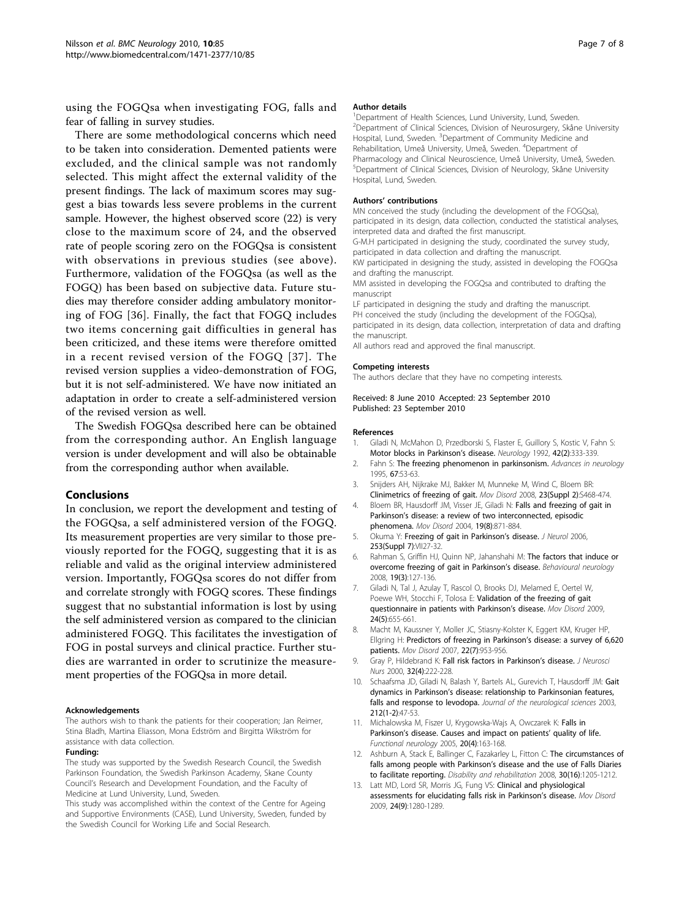using the FOGQsa when investigating FOG, falls and fear of falling in survey studies.

There are some methodological concerns which need to be taken into consideration. Demented patients were excluded, and the clinical sample was not randomly selected. This might affect the external validity of the present findings. The lack of maximum scores may suggest a bias towards less severe problems in the current sample. However, the highest observed score (22) is very close to the maximum score of 24, and the observed rate of people scoring zero on the FOGQsa is consistent with observations in previous studies (see above). Furthermore, validation of the FOGQsa (as well as the FOGQ) has been based on subjective data. Future studies may therefore consider adding ambulatory monitoring of FOG [36]. Finally, the fact that FOGQ includes two items concerning gait difficulties in general has been criticized, and these items were therefore omitted in a recent revised version of the FOGQ [37]. The revised version supplies a video-demonstration of FOG, but it is not self-administered. We have now initiated an adaptation in order to create a self-administered version of the revised version as well.

The Swedish FOGQsa described here can be obtained from the corresponding author. An English language version is under development and will also be obtainable from the corresponding author when available.

## Conclusions

In conclusion, we report the development and testing of the FOGQsa, a self administered version of the FOGQ. Its measurement properties are very similar to those previously reported for the FOGQ, suggesting that it is as reliable and valid as the original interview administered version. Importantly, FOGQsa scores do not differ from and correlate strongly with FOGQ scores. These findings suggest that no substantial information is lost by using the self administered version as compared to the clinician administered FOGQ. This facilitates the investigation of FOG in postal surveys and clinical practice. Further studies are warranted in order to scrutinize the measurement properties of the FOGQsa in more detail.

#### Acknowledgements

The authors wish to thank the patients for their cooperation; Jan Reimer, Stina Bladh, Martina Eliasson, Mona Edström and Birgitta Wikström for assistance with data collection.

**Funding:**

The study was supported by the Swedish Research Council, the Swedish Parkinson Foundation, the Swedish Parkinson Academy, Skane County Council's Research and Development Foundation, and the Faculty of Medicine at Lund University, Lund, Sweden.

This study was accomplished within the context of the Centre for Ageing and Supportive Environments (CASE), Lund University, Sweden, funded by the Swedish Council for Working Life and Social Research.

#### Author details

[1]Department of Health Sciences, Lund University, Lund, Sweden. [2]Department of Clinical Sciences, Division of Neurosurgery, Skåne University Hospital, Lund, Sweden. [3]Department of Community Medicine and Rehabilitation, Umeå University, Umeå, Sweden. [4]Department of Pharmacology and Clinical Neuroscience, Umeå University, Umeå, Sweden. [5]Department of Clinical Sciences, Division of Neurology, Skåne University Hospital, Lund, Sweden.

#### Authors' contributions

MN conceived the study (including the development of the FOGQsa), participated in its design, data collection, conducted the statistical analyses, interpreted data and drafted the first manuscript.

G-M.H participated in designing the study, coordinated the survey study, participated in data collection and drafting the manuscript.

KW participated in designing the study, assisted in developing the FOGQsa and drafting the manuscript.

MM assisted in developing the FOGQsa and contributed to drafting the manuscript

LF participated in designing the study and drafting the manuscript.

PH conceived the study (including the development of the FOGQsa), participated in its design, data collection, interpretation of data and drafting the manuscript.

All authors read and approved the final manuscript.

#### Competing interests

The authors declare that they have no competing interests.

Received: 8 June 2010 Accepted: 23 September 2010
Published: 23 September 2010

#### References

1. Giladi N, McMahon D, Przedborski S, Flaster E, Guillory S, Kostic V, Fahn S: **Motor blocks in Parkinson's disease.** *Neurology* 1992, **42(2)**:333-339.
2. Fahn S: **The freezing phenomenon in parkinsonism.** *Advances in neurology* 1995, **67**:53-63.
3. Snijders AH, Nijkrake MJ, Bakker M, Munneke M, Wind C, Bloem BR: **Clinimetrics of freezing of gait.** *Mov Disord* 2008, **23(Suppl 2)**:S468-474.
4. Bloem BR, Hausdorff JM, Visser JE, Giladi N: **Falls and freezing of gait in Parkinson's disease: a review of two interconnected, episodic phenomena.** *Mov Disord* 2004, **19(8)**:871-884.
5. Okuma Y: **Freezing of gait in Parkinson's disease.** *J Neurol* 2006, **253(Suppl 7)**:VII27-32.
6. Rahman S, Griffin HJ, Quinn NP, Jahanshahi M: **The factors that induce or overcome freezing of gait in Parkinson's disease.** *Behavioural neurology* 2008, **19(3)**:127-136.
7. Giladi N, Tal J, Azulay T, Rascol O, Brooks DJ, Melamed E, Oertel W, Poewe WH, Stocchi F, Tolosa E: **Validation of the freezing of gait questionnaire in patients with Parkinson's disease.** *Mov Disord* 2009, **24(5)**:655-661.
8. Macht M, Kaussner Y, Moller JC, Stiasny-Kolster K, Eggert KM, Kruger HP, Ellgring H: **Predictors of freezing in Parkinson's disease: a survey of 6,620 patients.** *Mov Disord* 2007, **22(7)**:953-956.
9. Gray P, Hildebrand K: **Fall risk factors in Parkinson's disease.** *J Neurosci Nurs* 2000, **32(4)**:222-228.
10. Schaafsma JD, Giladi N, Balash Y, Bartels AL, Gurevich T, Hausdorff JM: **Gait dynamics in Parkinson's disease: relationship to Parkinsonian features, falls and response to levodopa.** *Journal of the neurological sciences* 2003, **212(1-2)**:47-53.
11. Michalowska M, Fiszer U, Krygowska-Wajs A, Owczarek K: **Falls in Parkinson's disease. Causes and impact on patients' quality of life.** *Functional neurology* 2005, **20(4)**:163-168.
12. Ashburn A, Stack E, Ballinger C, Fazakarley L, Fitton C: **The circumstances of falls among people with Parkinson's disease and the use of Falls Diaries to facilitate reporting.** *Disability and rehabilitation* 2008, **30(16)**:1205-1212.
13. Latt MD, Lord SR, Morris JG, Fung VS: **Clinical and physiological assessments for elucidating falls risk in Parkinson's disease.** *Mov Disord* 2009, **24(9)**:1280-1289.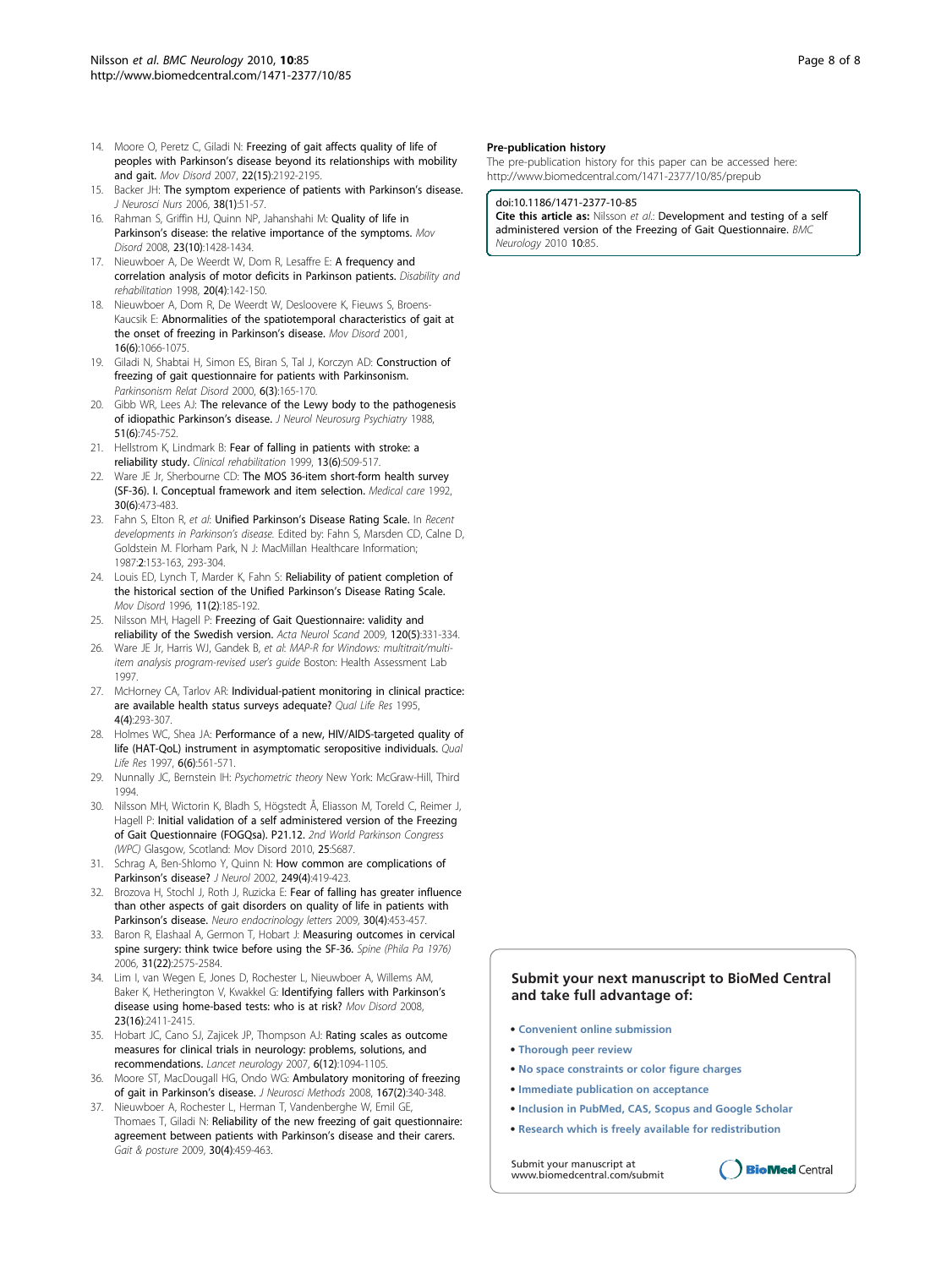14. Moore O, Peretz C, Giladi N: **Freezing of gait affects quality of life of peoples with Parkinson's disease beyond its relationships with mobility and gait.** *Mov Disord* 2007, **22(15)**:2192-2195.
15. Backer JH: **The symptom experience of patients with Parkinson's disease.** *J Neurosci Nurs* 2006, **38(1)**:51-57.
16. Rahman S, Griffin HJ, Quinn NP, Jahanshahi M: **Quality of life in Parkinson's disease: the relative importance of the symptoms.** *Mov Disord* 2008, **23(10)**:1428-1434.
17. Nieuwboer A, De Weerdt W, Dom R, Lesaffre E: **A frequency and correlation analysis of motor deficits in Parkinson patients.** *Disability and rehabilitation* 1998, **20(4)**:142-150.
18. Nieuwboer A, Dom R, De Weerdt W, Desloovere K, Fieuws S, Broens-Kaucsik E: **Abnormalities of the spatiotemporal characteristics of gait at the onset of freezing in Parkinson's disease.** *Mov Disord* 2001, **16(6)**:1066-1075.
19. Giladi N, Shabtai H, Simon ES, Biran S, Tal J, Korczyn AD: **Construction of freezing of gait questionnaire for patients with Parkinsonism.** *Parkinsonism Relat Disord* 2000, **6(3)**:165-170.
20. Gibb WR, Lees AJ: **The relevance of the Lewy body to the pathogenesis of idiopathic Parkinson's disease.** *J Neurol Neurosurg Psychiatry* 1988, **51(6)**:745-752.
21. Hellstrom K, Lindmark B: **Fear of falling in patients with stroke: a reliability study.** *Clinical rehabilitation* 1999, **13(6)**:509-517.
22. Ware JE Jr, Sherbourne CD: **The MOS 36-item short-form health survey (SF-36). I. Conceptual framework and item selection.** *Medical care* 1992, **30(6)**:473-483.
23. Fahn S, Elton R, *et al*: **Unified Parkinson's Disease Rating Scale.** In *Recent developments in Parkinson's disease.* Edited by: Fahn S, Marsden CD, Calne D, Goldstein M. Florham Park, N J: MacMillan Healthcare Information; 1987:**2**:153-163, 293-304.
24. Louis ED, Lynch T, Marder K, Fahn S: **Reliability of patient completion of the historical section of the Unified Parkinson's Disease Rating Scale.** *Mov Disord* 1996, **11(2)**:185-192.
25. Nilsson MH, Hagell P: **Freezing of Gait Questionnaire: validity and reliability of the Swedish version.** *Acta Neurol Scand* 2009, **120(5)**:331-334.
26. Ware JE Jr, Harris WJ, Gandek B, *et al*: *MAP-R for Windows: multitrait/multi-item analysis program-revised user's guide* Boston: Health Assessment Lab 1997.
27. McHorney CA, Tarlov AR: **Individual-patient monitoring in clinical practice: are available health status surveys adequate?** *Qual Life Res* 1995, **4(4)**:293-307.
28. Holmes WC, Shea JA: **Performance of a new, HIV/AIDS-targeted quality of life (HAT-QoL) instrument in asymptomatic seropositive individuals.** *Qual Life Res* 1997, **6(6)**:561-571.
29. Nunnally JC, Bernstein IH: *Psychometric theory* New York: McGraw-Hill, Third 1994.
30. Nilsson MH, Wictorin K, Bladh S, Högstedt Å, Eliasson M, Toreld C, Reimer J, Hagell P: **Initial validation of a self administered version of the Freezing of Gait Questionnaire (FOGQsa). P21.12.** *2nd World Parkinson Congress (WPC)* Glasgow, Scotland: Mov Disord 2010, **25**:S687.
31. Schrag A, Ben-Shlomo Y, Quinn N: **How common are complications of Parkinson's disease?** *J Neurol* 2002, **249(4)**:419-423.
32. Brozova H, Stochl J, Roth J, Ruzicka E: **Fear of falling has greater influence than other aspects of gait disorders on quality of life in patients with Parkinson's disease.** *Neuro endocrinology letters* 2009, **30(4)**:453-457.
33. Baron R, Elashaal A, Germon T, Hobart J: **Measuring outcomes in cervical spine surgery: think twice before using the SF-36.** *Spine (Phila Pa 1976)* 2006, **31(22)**:2575-2584.
34. Lim I, van Wegen E, Jones D, Rochester L, Nieuwboer A, Willems AM, Baker K, Hetherington V, Kwakkel G: **Identifying fallers with Parkinson's disease using home-based tests: who is at risk?** *Mov Disord* 2008, **23(16)**:2411-2415.
35. Hobart JC, Cano SJ, Zajicek JP, Thompson AJ: **Rating scales as outcome measures for clinical trials in neurology: problems, solutions, and recommendations.** *Lancet neurology* 2007, **6(12)**:1094-1105.
36. Moore ST, MacDougall HG, Ondo WG: **Ambulatory monitoring of freezing of gait in Parkinson's disease.** *J Neurosci Methods* 2008, **167(2)**:340-348.
37. Nieuwboer A, Rochester L, Herman T, Vandenberghe W, Emil GE, Thomaes T, Giladi N: **Reliability of the new freezing of gait questionnaire: agreement between patients with Parkinson's disease and their carers.** *Gait & posture* 2009, **30(4)**:459-463.

**Pre-publication history**

The pre-publication history for this paper can be accessed here: http://www.biomedcentral.com/1471-2377/10/85/prepub

doi:10.1186/1471-2377-10-85

**Cite this article as:** Nilsson *et al.*: Development and testing of a self administered version of the Freezing of Gait Questionnaire. *BMC Neurology* 2010 **10**:85.

**Submit your next manuscript to BioMed Central and take full advantage of:**

- **Convenient online submission**
- **Thorough peer review**
- **No space constraints or color figure charges**
- **Immediate publication on acceptance**
- **Inclusion in PubMed, CAS, Scopus and Google Scholar**
- **Research which is freely available for redistribution**

Submit your manuscript at www.biomedcentral.com/submit

BioMed Central